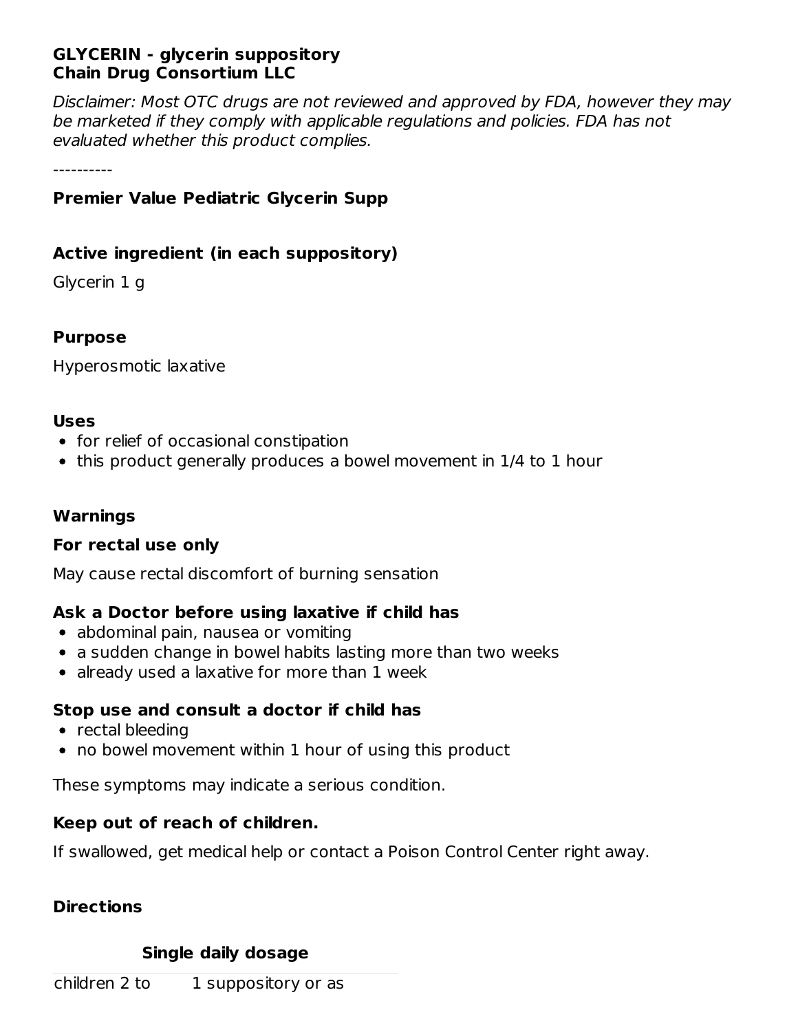**GLYCERIN - glycerin suppository**
**Chain Drug Consortium LLC**

*Disclaimer: Most OTC drugs are not reviewed and approved by FDA, however they may be marketed if they comply with applicable regulations and policies. FDA has not evaluated whether this product complies.*

----------

**Premier Value Pediatric Glycerin Supp**

## Active ingredient (in each suppository)

Glycerin 1 g

## Purpose

Hyperosmotic laxative

## Uses

- for relief of occasional constipation
- this product generally produces a bowel movement in 1/4 to 1 hour

## Warnings

### For rectal use only

May cause rectal discomfort of burning sensation

### Ask a Doctor before using laxative if child has

- abdominal pain, nausea or vomiting
- a sudden change in bowel habits lasting more than two weeks
- already used a laxative for more than 1 week

### Stop use and consult a doctor if child has

- rectal bleeding
- no bowel movement within 1 hour of using this product

These symptoms may indicate a serious condition.

### Keep out of reach of children.

If swallowed, get medical help or contact a Poison Control Center right away.

## Directions

| | Single daily dosage |
|---|---|
| children 2 to | 1 suppository or as |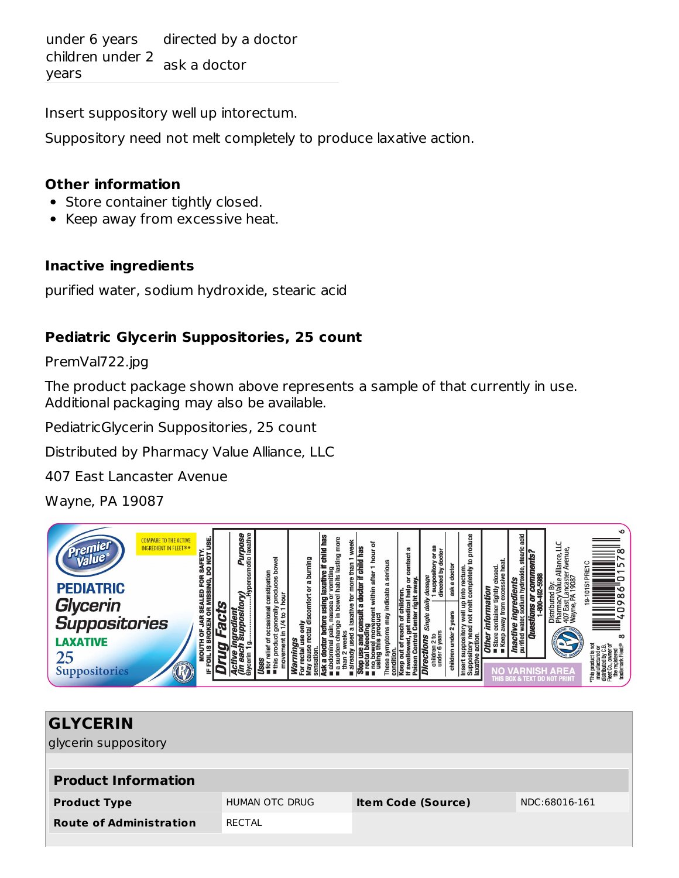| | |
|---|---|
| under 6 years | directed by a doctor |
| children under 2 years | ask a doctor |

Insert suppository well up intorectum.

Suppository need not melt completely to produce laxative action.

**Other information**

- Store container tightly closed.
- Keep away from excessive heat.

**Inactive ingredients**

purified water, sodium hydroxide, stearic acid

**Pediatric Glycerin Suppositories, 25 count**

PremVal722.jpg

The product package shown above represents a sample of that currently in use. Additional packaging may also be available.

PediatricGlycerin Suppositories, 25 count

Distributed by Pharmacy Value Alliance, LLC

407 East Lancaster Avenue

Wayne, PA 19087

## GLYCERIN

glycerin suppository

| Product Information | | | |
|---|---|---|---|
| **Product Type** | HUMAN OTC DRUG | **Item Code (Source)** | NDC:68016-161 |
| **Route of Administration** | RECTAL | | |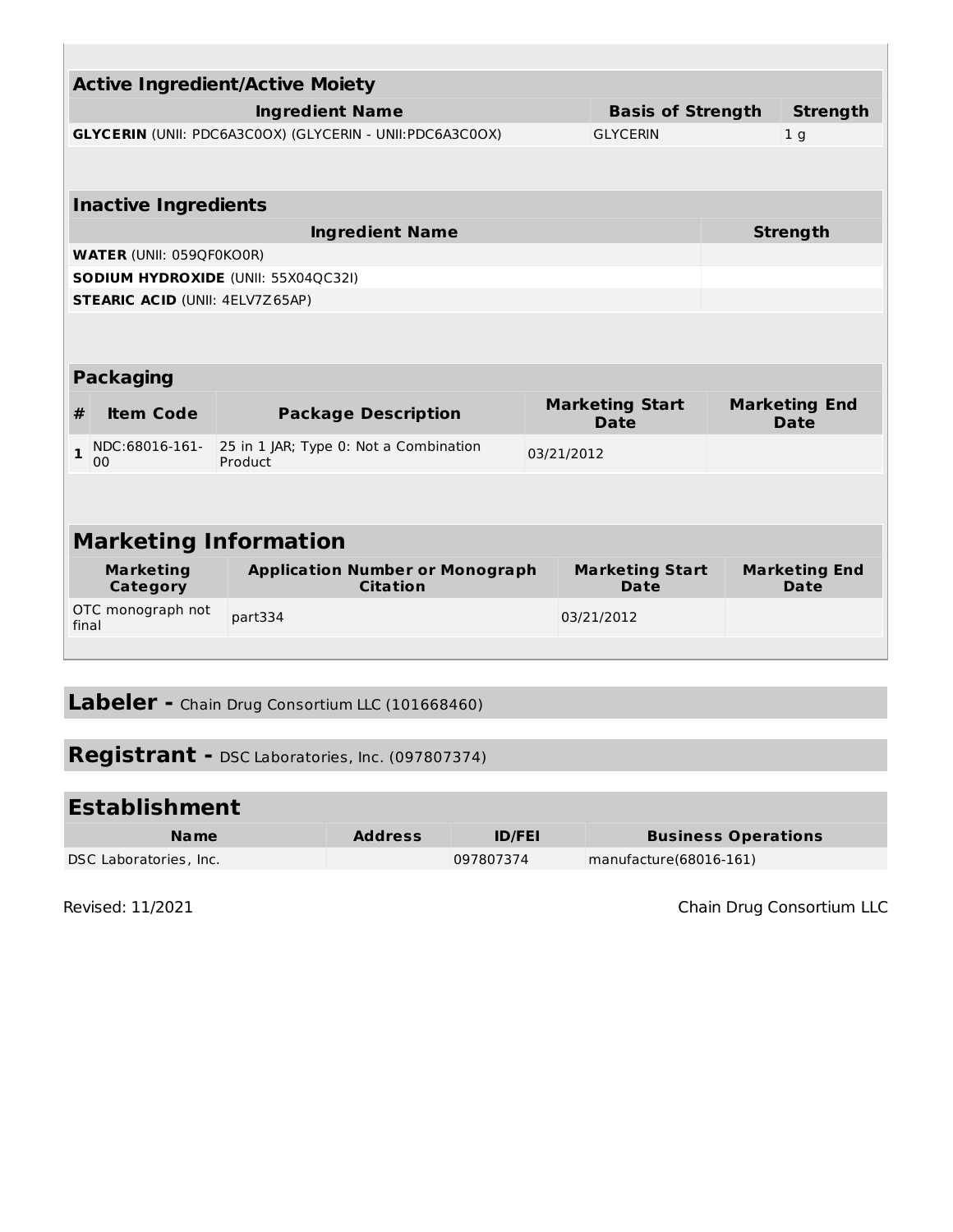| Active Ingredient/Active Moiety | | |
|---|---|---|
| **Ingredient Name** | **Basis of Strength** | **Strength** |
| **GLYCERIN** (UNII: PDC6A3C0OX) (GLYCERIN - UNII:PDC6A3C0OX) | GLYCERIN | 1 g |

| Inactive Ingredients | |
|---|---|
| **Ingredient Name** | **Strength** |
| **WATER** (UNII: 059QF0KO0R) | |
| **SODIUM HYDROXIDE** (UNII: 55X04QC32I) | |
| **STEARIC ACID** (UNII: 4ELV7Z65AP) | |

| Packaging | | | | |
|---|---|---|---|---|
| **#** | **Item Code** | **Package Description** | **Marketing Start Date** | **Marketing End Date** |
| 1 | NDC:68016-161-00 | 25 in 1 JAR; Type 0: Not a Combination Product | 03/21/2012 | |

| Marketing Information | | | |
|---|---|---|---|
| **Marketing Category** | **Application Number or Monograph Citation** | **Marketing Start Date** | **Marketing End Date** |
| OTC monograph not final | part334 | 03/21/2012 | |

**Labeler -** Chain Drug Consortium LLC (101668460)

**Registrant -** DSC Laboratories, Inc. (097807374)

| Establishment | | | |
|---|---|---|---|
| **Name** | **Address** | **ID/FEI** | **Business Operations** |
| DSC Laboratories, Inc. | | 097807374 | manufacture(68016-161) |

Revised: 11/2021 Chain Drug Consortium LLC